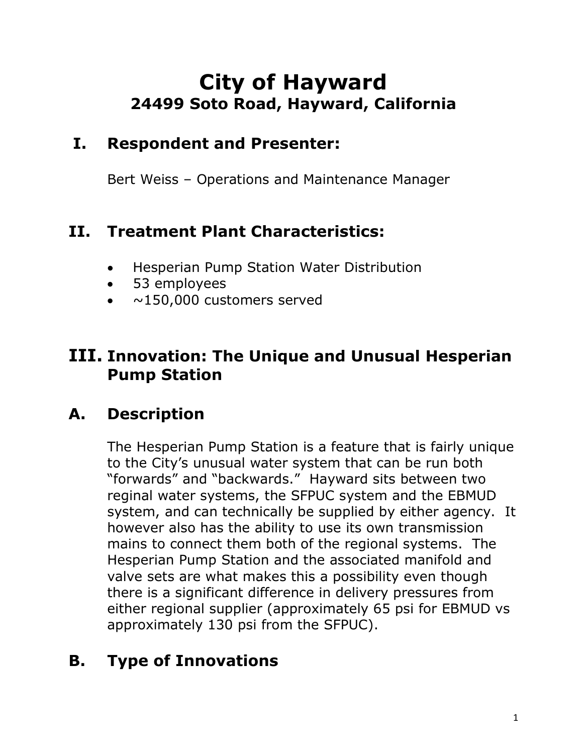# City of Hayward
## 24499 Soto Road, Hayward, California

## I. Respondent and Presenter:

Bert Weiss – Operations and Maintenance Manager

## II. Treatment Plant Characteristics:

- Hesperian Pump Station Water Distribution
- 53 employees
- ~150,000 customers served

## III. Innovation: The Unique and Unusual Hesperian Pump Station

## A. Description

The Hesperian Pump Station is a feature that is fairly unique to the City's unusual water system that can be run both "forwards" and "backwards." Hayward sits between two reginal water systems, the SFPUC system and the EBMUD system, and can technically be supplied by either agency. It however also has the ability to use its own transmission mains to connect them both of the regional systems. The Hesperian Pump Station and the associated manifold and valve sets are what makes this a possibility even though there is a significant difference in delivery pressures from either regional supplier (approximately 65 psi for EBMUD vs approximately 130 psi from the SFPUC).

## B. Type of Innovations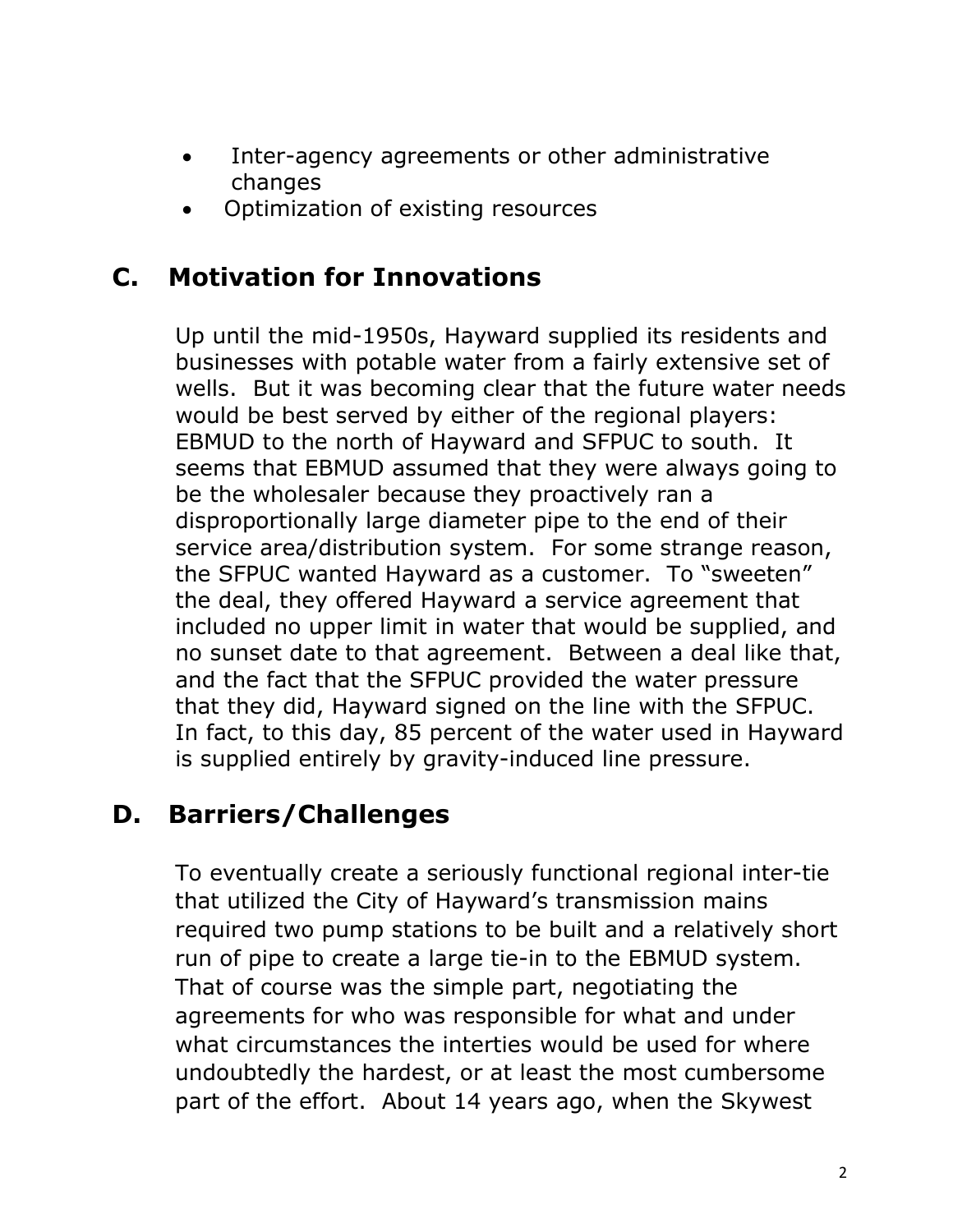- Inter-agency agreements or other administrative changes
- Optimization of existing resources

## C. Motivation for Innovations

Up until the mid-1950s, Hayward supplied its residents and businesses with potable water from a fairly extensive set of wells. But it was becoming clear that the future water needs would be best served by either of the regional players: EBMUD to the north of Hayward and SFPUC to south. It seems that EBMUD assumed that they were always going to be the wholesaler because they proactively ran a disproportionally large diameter pipe to the end of their service area/distribution system. For some strange reason, the SFPUC wanted Hayward as a customer. To "sweeten" the deal, they offered Hayward a service agreement that included no upper limit in water that would be supplied, and no sunset date to that agreement. Between a deal like that, and the fact that the SFPUC provided the water pressure that they did, Hayward signed on the line with the SFPUC. In fact, to this day, 85 percent of the water used in Hayward is supplied entirely by gravity-induced line pressure.

## D. Barriers/Challenges

To eventually create a seriously functional regional inter-tie that utilized the City of Hayward's transmission mains required two pump stations to be built and a relatively short run of pipe to create a large tie-in to the EBMUD system. That of course was the simple part, negotiating the agreements for who was responsible for what and under what circumstances the interties would be used for where undoubtedly the hardest, or at least the most cumbersome part of the effort. About 14 years ago, when the Skywest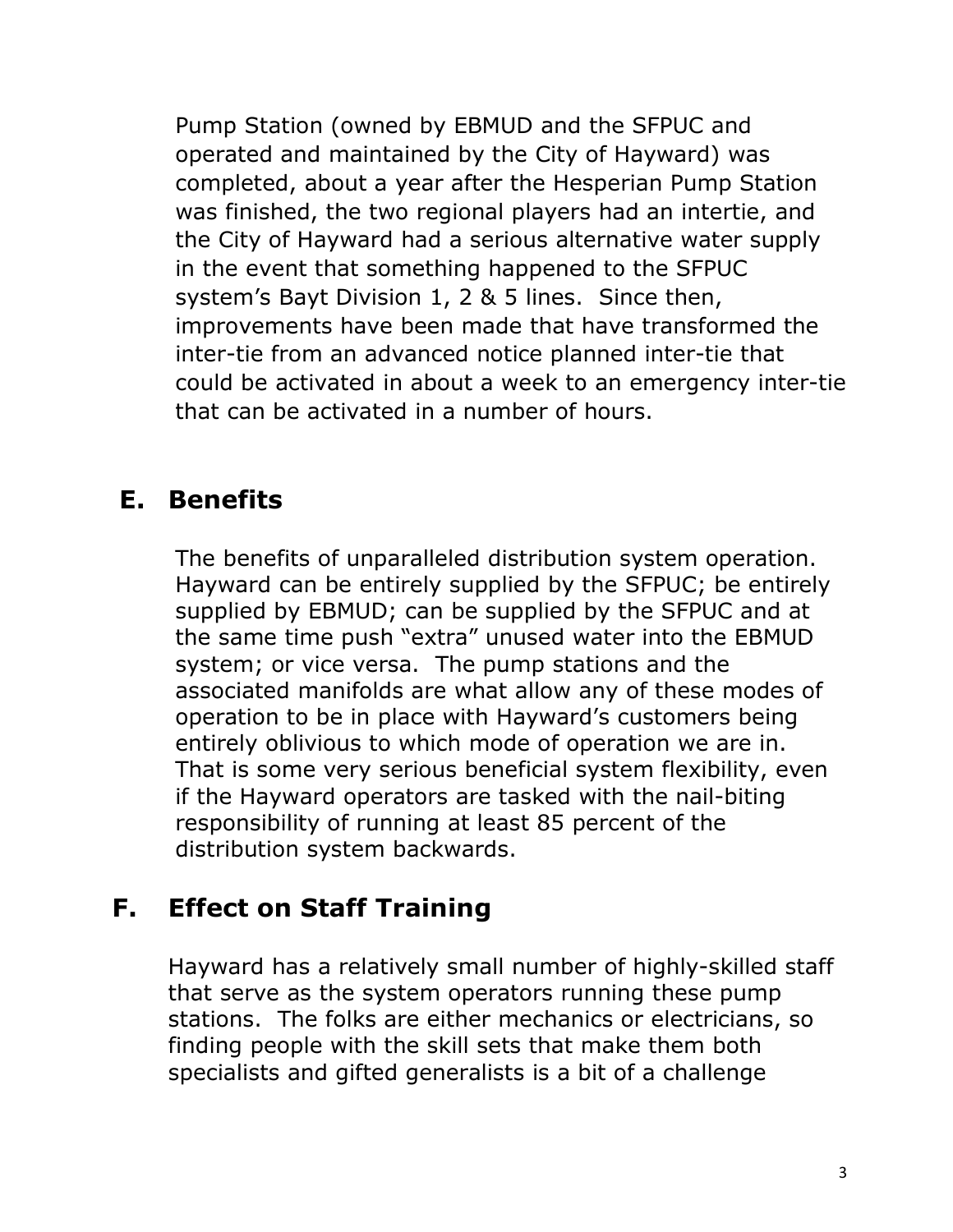Pump Station (owned by EBMUD and the SFPUC and operated and maintained by the City of Hayward) was completed, about a year after the Hesperian Pump Station was finished, the two regional players had an intertie, and the City of Hayward had a serious alternative water supply in the event that something happened to the SFPUC system's Bayt Division 1, 2 & 5 lines. Since then, improvements have been made that have transformed the inter-tie from an advanced notice planned inter-tie that could be activated in about a week to an emergency inter-tie that can be activated in a number of hours.

## E. Benefits

The benefits of unparalleled distribution system operation. Hayward can be entirely supplied by the SFPUC; be entirely supplied by EBMUD; can be supplied by the SFPUC and at the same time push "extra" unused water into the EBMUD system; or vice versa. The pump stations and the associated manifolds are what allow any of these modes of operation to be in place with Hayward's customers being entirely oblivious to which mode of operation we are in. That is some very serious beneficial system flexibility, even if the Hayward operators are tasked with the nail-biting responsibility of running at least 85 percent of the distribution system backwards.

## F. Effect on Staff Training

Hayward has a relatively small number of highly-skilled staff that serve as the system operators running these pump stations. The folks are either mechanics or electricians, so finding people with the skill sets that make them both specialists and gifted generalists is a bit of a challenge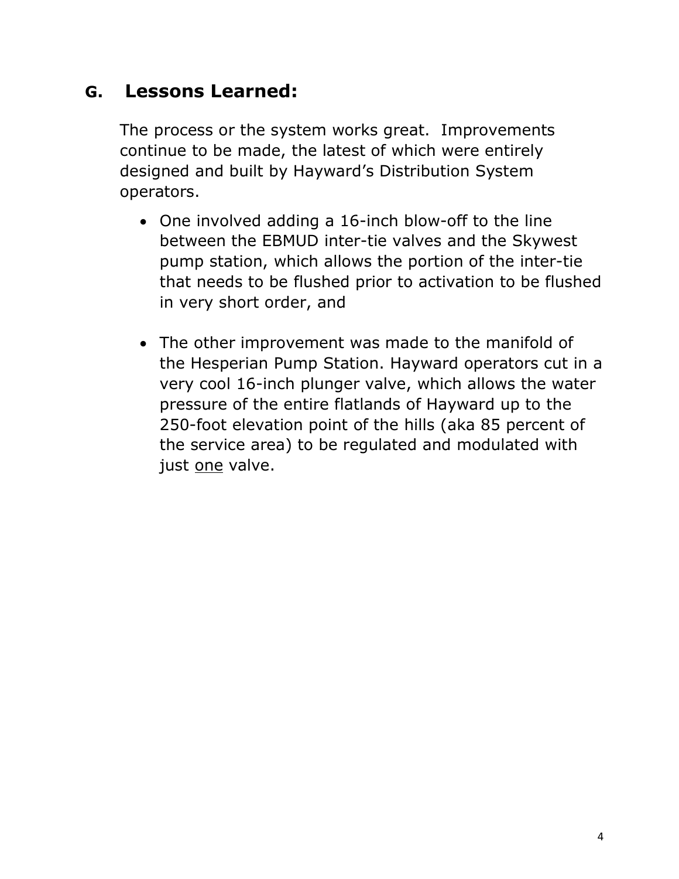## G. Lessons Learned:

The process or the system works great. Improvements continue to be made, the latest of which were entirely designed and built by Hayward's Distribution System operators.

- One involved adding a 16-inch blow-off to the line between the EBMUD inter-tie valves and the Skywest pump station, which allows the portion of the inter-tie that needs to be flushed prior to activation to be flushed in very short order, and

- The other improvement was made to the manifold of the Hesperian Pump Station. Hayward operators cut in a very cool 16-inch plunger valve, which allows the water pressure of the entire flatlands of Hayward up to the 250-foot elevation point of the hills (aka 85 percent of the service area) to be regulated and modulated with just <u>one</u> valve.